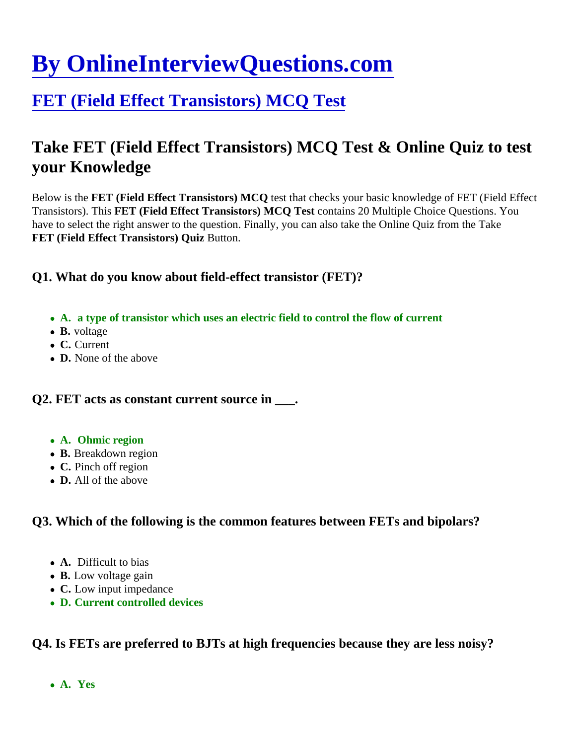# By OnlineInterviewQuestions.com

## FET (Field Effect Transistors) MCQ Test

## Take FET (Field Effect Transistors) MCQ Test & Online Quiz to test your Knowledge

Below is the **FET (Field Effect Transistors) MCQ** test that checks your basic knowledge of FET (Field Effect Transistors). This **FET (Field Effect Transistors) MCQ Test** contains 20 Multiple Choice Questions. You have to select the right answer to the question. Finally, you can also take the Online Quiz from the Take **FET (Field Effect Transistors) Quiz** Button.

### Q1. What do you know about field-effect transistor (FET)?

- **A. a type of transistor which uses an electric field to control the flow of current**
- **B.** voltage
- **C.** Current
- **D.** None of the above

### Q2. FET acts as constant current source in ___.

- **A. Ohmic region**
- **B.** Breakdown region
- **C.** Pinch off region
- **D.** All of the above

### Q3. Which of the following is the common features between FETs and bipolars?

- **A.** Difficult to bias
- **B.** Low voltage gain
- **C.** Low input impedance
- **D. Current controlled devices**

### Q4. Is FETs are preferred to BJTs at high frequencies because they are less noisy?

- **A. Yes**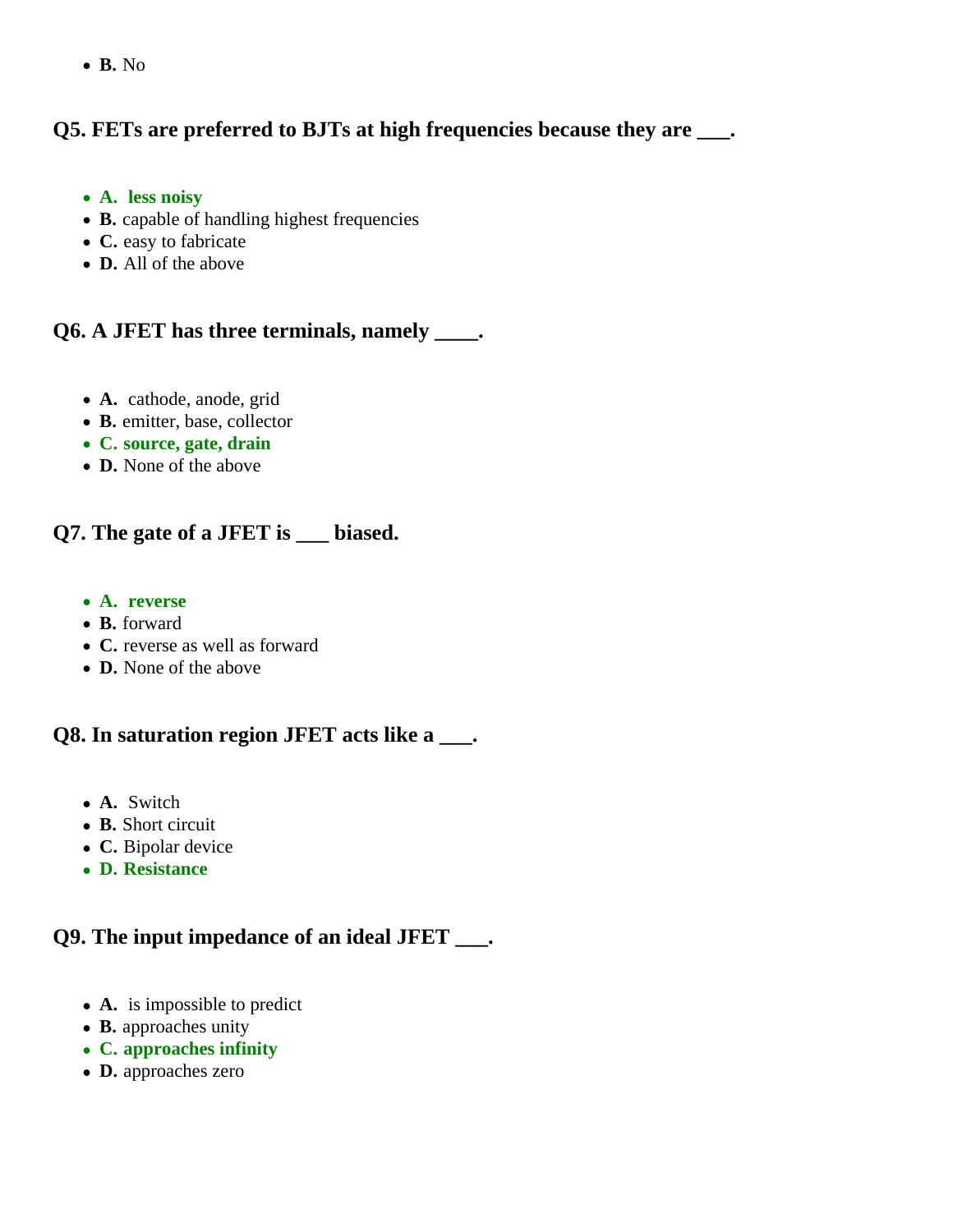- **B.** No

### Q5. FETs are preferred to BJTs at high frequencies because they are ___.

- **A. less noisy**
- **B.** capable of handling highest frequencies
- **C.** easy to fabricate
- **D.** All of the above

### Q6. A JFET has three terminals, namely ____.

- **A.** cathode, anode, grid
- **B.** emitter, base, collector
- **C. source, gate, drain**
- **D.** None of the above

### Q7. The gate of a JFET is ___ biased.

- **A. reverse**
- **B.** forward
- **C.** reverse as well as forward
- **D.** None of the above

### Q8. In saturation region JFET acts like a ___.

- **A.** Switch
- **B.** Short circuit
- **C.** Bipolar device
- **D. Resistance**

### Q9. The input impedance of an ideal JFET ___.

- **A.** is impossible to predict
- **B.** approaches unity
- **C. approaches infinity**
- **D.** approaches zero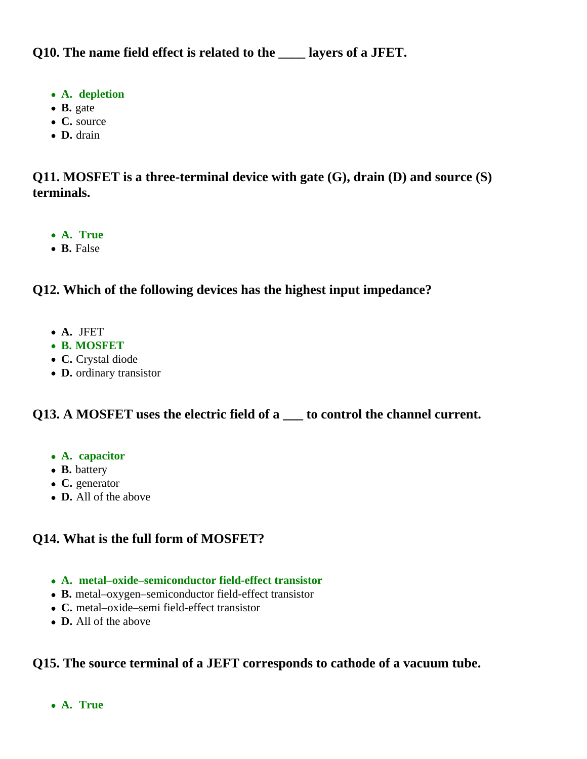### Q10. The name field effect is related to the ____ layers of a JFET.

- **A. depletion**
- **B.** gate
- **C.** source
- **D.** drain

### Q11. MOSFET is a three-terminal device with gate (G), drain (D) and source (S) terminals.

- **A. True**
- **B.** False

### Q12. Which of the following devices has the highest input impedance?

- **A.** JFET
- **B. MOSFET**
- **C.** Crystal diode
- **D.** ordinary transistor

### Q13. A MOSFET uses the electric field of a ___ to control the channel current.

- **A. capacitor**
- **B.** battery
- **C.** generator
- **D.** All of the above

### Q14. What is the full form of MOSFET?

- **A. metal–oxide–semiconductor field-effect transistor**
- **B.** metal–oxygen–semiconductor field-effect transistor
- **C.** metal–oxide–semi field-effect transistor
- **D.** All of the above

### Q15. The source terminal of a JEFT corresponds to cathode of a vacuum tube.

- **A. True**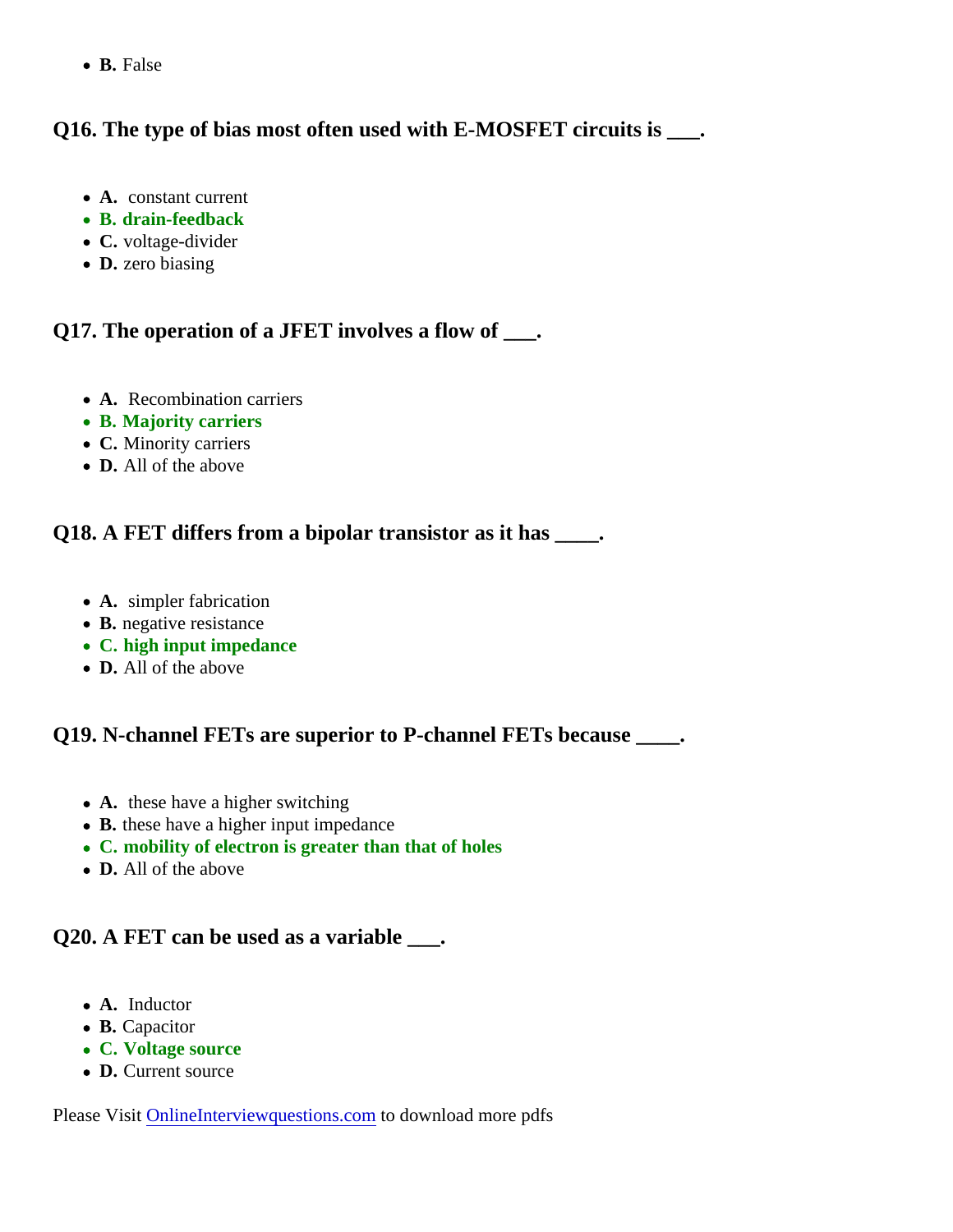- **B.** False

### Q16. The type of bias most often used with E-MOSFET circuits is ___.

- **A.** constant current
- **B. drain-feedback**
- **C.** voltage-divider
- **D.** zero biasing

### Q17. The operation of a JFET involves a flow of ___.

- **A.** Recombination carriers
- **B. Majority carriers**
- **C.** Minority carriers
- **D.** All of the above

### Q18. A FET differs from a bipolar transistor as it has ____.

- **A.** simpler fabrication
- **B.** negative resistance
- **C. high input impedance**
- **D.** All of the above

### Q19. N-channel FETs are superior to P-channel FETs because ____.

- **A.** these have a higher switching
- **B.** these have a higher input impedance
- **C. mobility of electron is greater than that of holes**
- **D.** All of the above

### Q20. A FET can be used as a variable ___.

- **A.** Inductor
- **B.** Capacitor
- **C. Voltage source**
- **D.** Current source

Please Visit OnlineInterviewquestions.com to download more pdfs